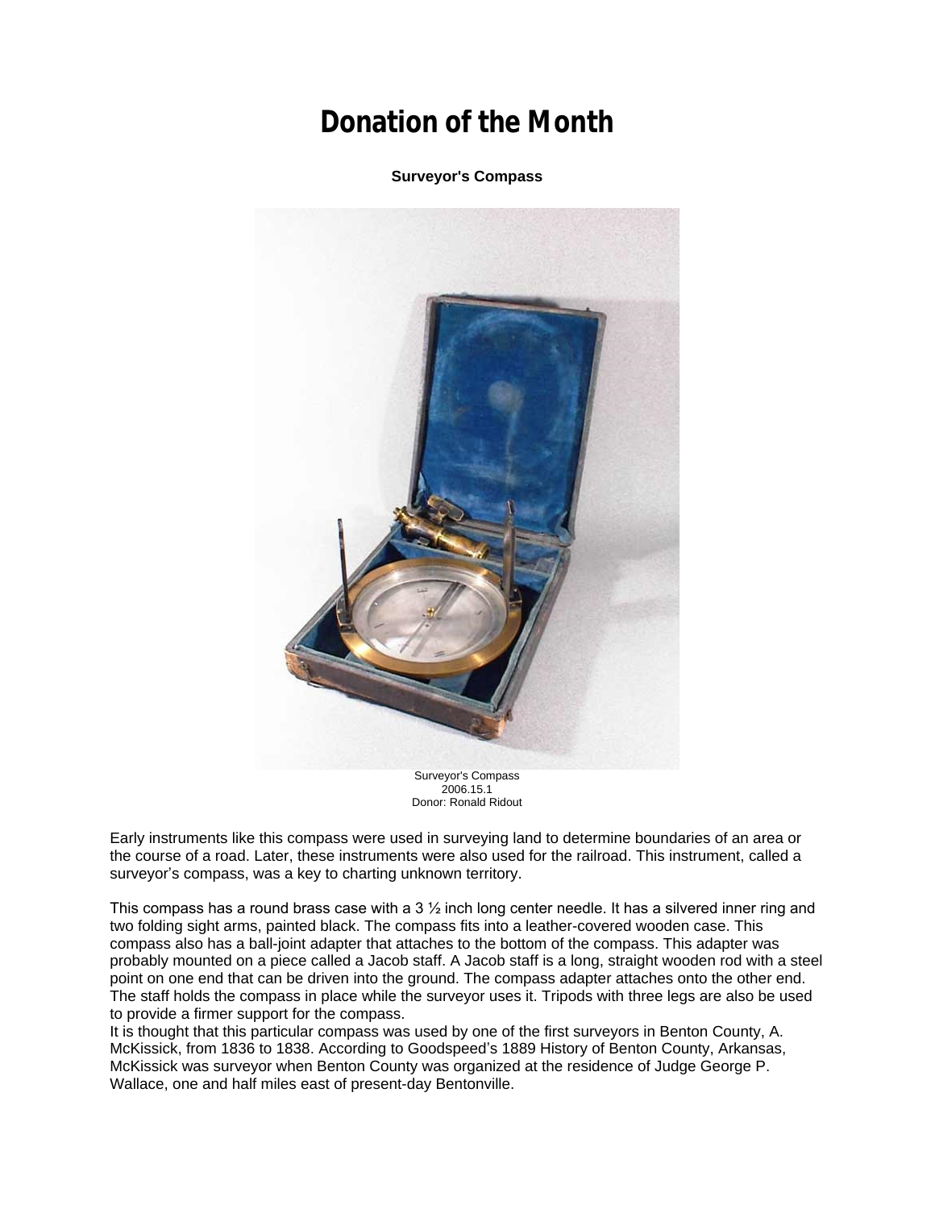# Donation of the Month

**Surveyor's Compass**

Surveyor's Compass
2006.15.1
Donor: Ronald Ridout

Early instruments like this compass were used in surveying land to determine boundaries of an area or the course of a road. Later, these instruments were also used for the railroad. This instrument, called a surveyor's compass, was a key to charting unknown territory.

This compass has a round brass case with a 3 ½ inch long center needle. It has a silvered inner ring and two folding sight arms, painted black. The compass fits into a leather-covered wooden case. This compass also has a ball-joint adapter that attaches to the bottom of the compass. This adapter was probably mounted on a piece called a Jacob staff. A Jacob staff is a long, straight wooden rod with a steel point on one end that can be driven into the ground. The compass adapter attaches onto the other end. The staff holds the compass in place while the surveyor uses it. Tripods with three legs are also be used to provide a firmer support for the compass.

It is thought that this particular compass was used by one of the first surveyors in Benton County, A. McKissick, from 1836 to 1838. According to Goodspeed's 1889 History of Benton County, Arkansas, McKissick was surveyor when Benton County was organized at the residence of Judge George P. Wallace, one and half miles east of present-day Bentonville.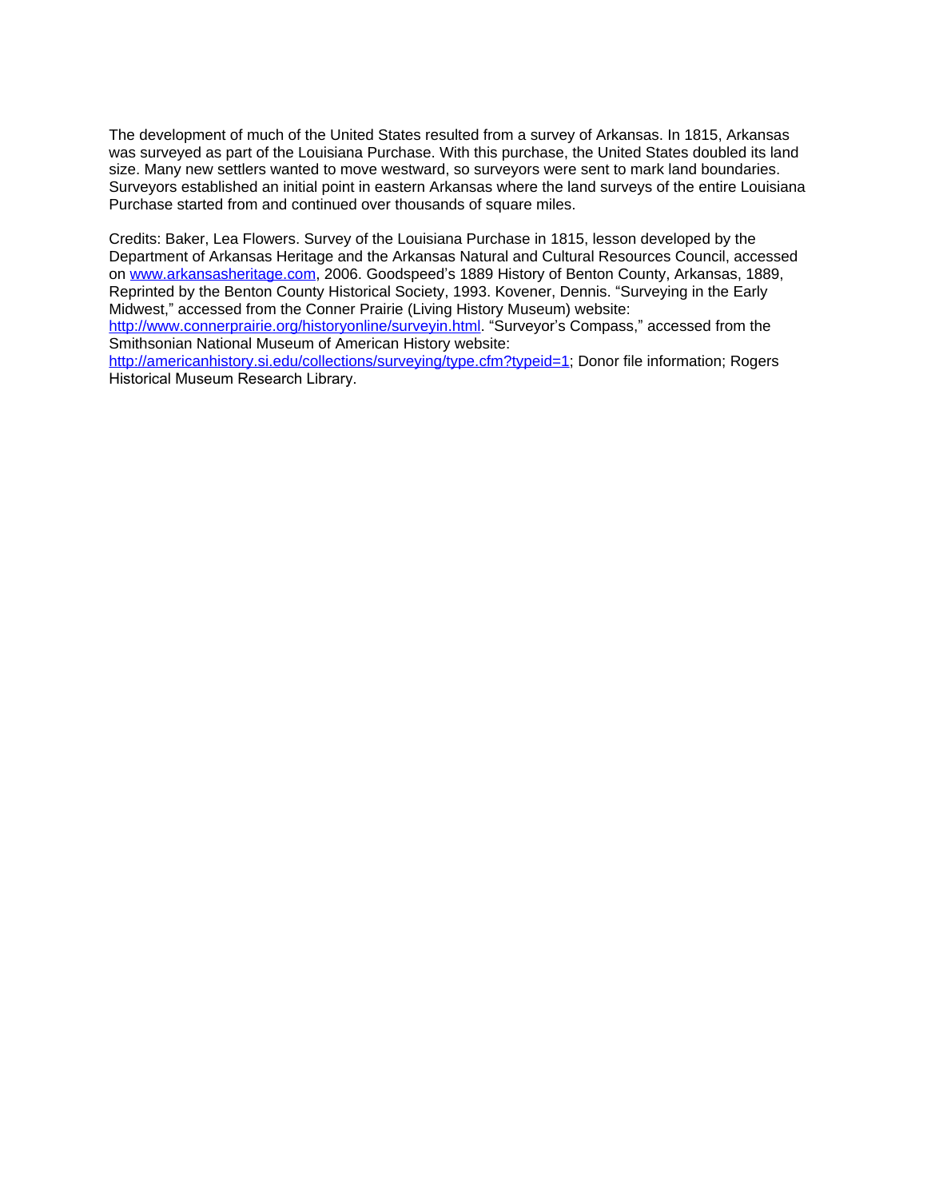The development of much of the United States resulted from a survey of Arkansas. In 1815, Arkansas was surveyed as part of the Louisiana Purchase. With this purchase, the United States doubled its land size. Many new settlers wanted to move westward, so surveyors were sent to mark land boundaries. Surveyors established an initial point in eastern Arkansas where the land surveys of the entire Louisiana Purchase started from and continued over thousands of square miles.

Credits: Baker, Lea Flowers. Survey of the Louisiana Purchase in 1815, lesson developed by the Department of Arkansas Heritage and the Arkansas Natural and Cultural Resources Council, accessed on www.arkansasheritage.com, 2006. Goodspeed's 1889 History of Benton County, Arkansas, 1889, Reprinted by the Benton County Historical Society, 1993. Kovener, Dennis. "Surveying in the Early Midwest," accessed from the Conner Prairie (Living History Museum) website: http://www.connerprairie.org/historyonline/surveyin.html. "Surveyor's Compass," accessed from the Smithsonian National Museum of American History website: http://americanhistory.si.edu/collections/surveying/type.cfm?typeid=1; Donor file information; Rogers Historical Museum Research Library.